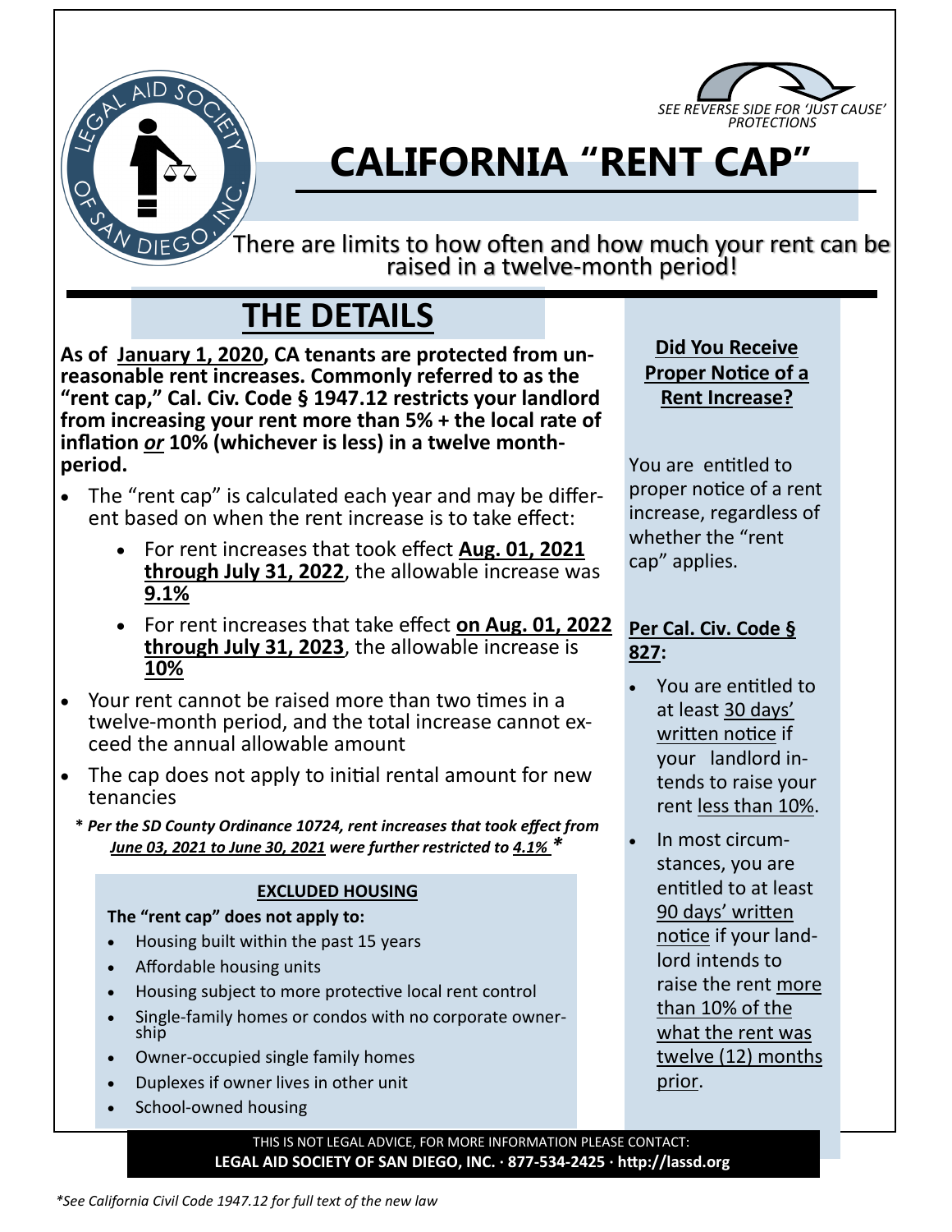SEE REVERSE SIDE FOR 'JUST CAUSE' PROTECTIONS

# CALIFORNIA "RENT CAP"

There are limits to how often and how much your rent can be raised in a twelve-month period!

## THE DETAILS

**As of January 1, 2020, CA tenants are protected from unreasonable rent increases. Commonly referred to as the "rent cap," Cal. Civ. Code § 1947.12 restricts your landlord from increasing your rent more than 5% + the local rate of inflation *or* 10% (whichever is less) in a twelve month-period.**

- The "rent cap" is calculated each year and may be different based on when the rent increase is to take effect:
  - For rent increases that took effect **Aug. 01, 2021 through July 31, 2022**, the allowable increase was **9.1%**
  - For rent increases that take effect **on Aug. 01, 2022 through July 31, 2023**, the allowable increase is **10%**
- Your rent cannot be raised more than two times in a twelve-month period, and the total increase cannot exceed the annual allowable amount
- The cap does not apply to initial rental amount for new tenancies

**\* *Per the SD County Ordinance 10724, rent increases that took effect from June 03, 2021 to June 30, 2021 were further restricted to 4.1%* \***

### EXCLUDED HOUSING

**The "rent cap" does not apply to:**

- Housing built within the past 15 years
- Affordable housing units
- Housing subject to more protective local rent control
- Single-family homes or condos with no corporate ownership
- Owner-occupied single family homes
- Duplexes if owner lives in other unit
- School-owned housing

### Did You Receive Proper Notice of a Rent Increase?

You are entitled to proper notice of a rent increase, regardless of whether the "rent cap" applies.

**Per Cal. Civ. Code § 827:**

- You are entitled to at least 30 days' written notice if your landlord intends to raise your rent less than 10%.
- In most circumstances, you are entitled to at least 90 days' written notice if your landlord intends to raise the rent more than 10% of what the rent was twelve (12) months prior.

THIS IS NOT LEGAL ADVICE, FOR MORE INFORMATION PLEASE CONTACT:
**LEGAL AID SOCIETY OF SAN DIEGO, INC. · 877-534-2425 · http://lassd.org**

*\*See California Civil Code 1947.12 for full text of the new law*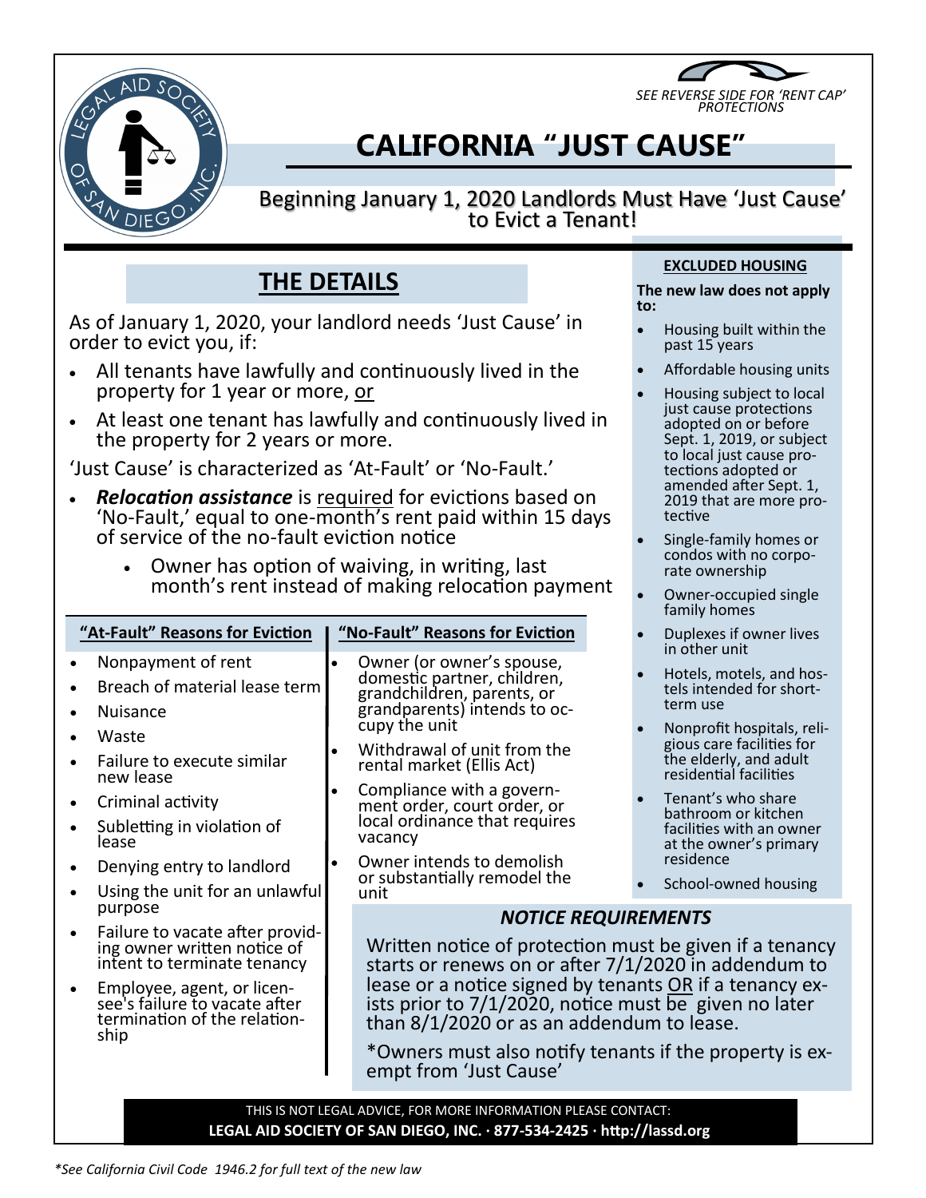SEE REVERSE SIDE FOR 'RENT CAP' PROTECTIONS

# CALIFORNIA "JUST CAUSE"

Beginning January 1, 2020 Landlords Must Have 'Just Cause' to Evict a Tenant!

## THE DETAILS

As of January 1, 2020, your landlord needs 'Just Cause' in order to evict you, if:

- All tenants have lawfully and continuously lived in the property for 1 year or more, or
- At least one tenant has lawfully and continuously lived in the property for 2 years or more.

'Just Cause' is characterized as 'At-Fault' or 'No-Fault.'

- ***Relocation assistance*** is required for evictions based on 'No-Fault,' equal to one-month's rent paid within 15 days of service of the no-fault eviction notice
  - Owner has option of waiving, in writing, last month's rent instead of making relocation payment

### "At-Fault" Reasons for Eviction

- Nonpayment of rent
- Breach of material lease term
- Nuisance
- Waste
- Failure to execute similar new lease
- Criminal activity
- Subletting in violation of lease
- Denying entry to landlord
- Using the unit for an unlawful purpose
- Failure to vacate after providing owner written notice of intent to terminate tenancy
- Employee, agent, or licensee's failure to vacate after termination of the relationship

### "No-Fault" Reasons for Eviction

- Owner (or owner's spouse, domestic partner, children, grandchildren, parents, or grandparents) intends to occupy the unit
- Withdrawal of unit from the rental market (Ellis Act)
- Compliance with a government order, court order, or local ordinance that requires vacancy
- Owner intends to demolish or substantially remodel the unit

### EXCLUDED HOUSING

**The new law does not apply to:**

- Housing built within the past 15 years
- Affordable housing units
- Housing subject to local just cause protections adopted on or before Sept. 1, 2019, or subject to local just cause protections adopted or amended after Sept. 1, 2019 that are more protective
- Single-family homes or condos with no corporate ownership
- Owner-occupied single family homes
- Duplexes if owner lives in other unit
- Hotels, motels, and hostels intended for short-term use
- Nonprofit hospitals, religious care facilities for the elderly, and adult residential facilities
- Tenant's who share bathroom or kitchen facilities with an owner at the owner's primary residence
- School-owned housing

### *NOTICE REQUIREMENTS*

Written notice of protection must be given if a tenancy starts or renews on or after 7/1/2020 in addendum to lease or a notice signed by tenants OR if a tenancy exists prior to 7/1/2020, notice must be given no later than 8/1/2020 or as an addendum to lease.

*Owners must also notify tenants if the property is exempt from 'Just Cause'

THIS IS NOT LEGAL ADVICE, FOR MORE INFORMATION PLEASE CONTACT:
**LEGAL AID SOCIETY OF SAN DIEGO, INC. · 877-534-2425 · http://lassd.org**

*\*See California Civil Code 1946.2 for full text of the new law*